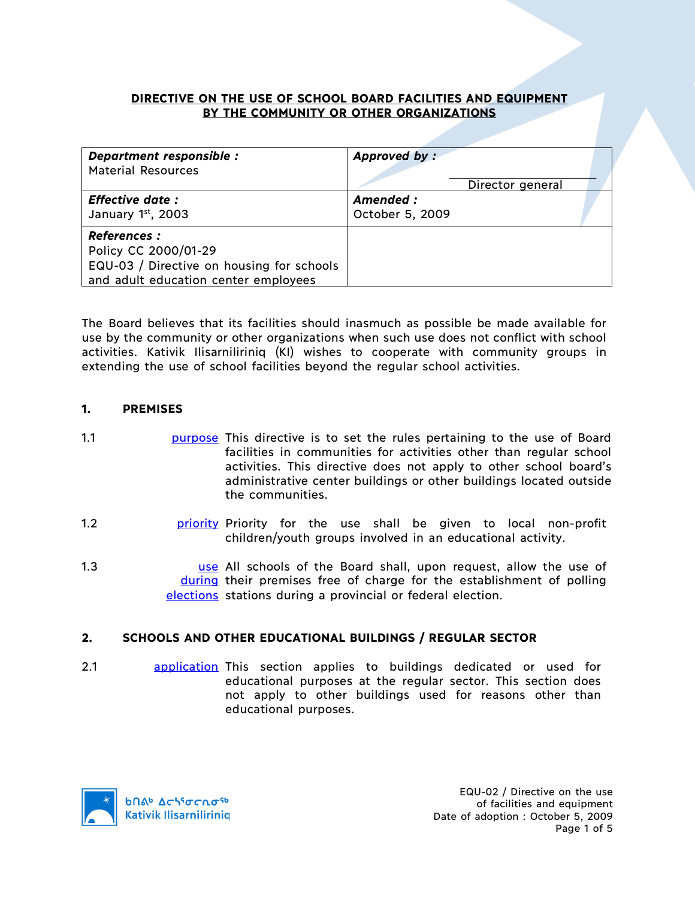# DIRECTIVE ON THE USE OF SCHOOL BOARD FACILITIES AND EQUIPMENT BY THE COMMUNITY OR OTHER ORGANIZATIONS

| ***Department responsible :*** Material Resources | ***Approved by :*** Director general |
|---|---|
| ***Effective date :*** January 1st, 2003 | ***Amended :*** October 5, 2009 |
| ***References :*** Policy CC 2000/01-29 EQU-03 / Directive on housing for schools and adult education center employees | |

The Board believes that its facilities should inasmuch as possible be made available for use by the community or other organizations when such use does not conflict with school activities. Kativik Ilisarniliriniq (KI) wishes to cooperate with community groups in extending the use of school facilities beyond the regular school activities.

## 1. PREMISES

1.1 purpose This directive is to set the rules pertaining to the use of Board facilities in communities for activities other than regular school activities. This directive does not apply to other school board's administrative center buildings or other buildings located outside the communities.

1.2 priority Priority for the use shall be given to local non-profit children/youth groups involved in an educational activity.

1.3 use during elections All schools of the Board shall, upon request, allow the use of their premises free of charge for the establishment of polling stations during a provincial or federal election.

## 2. SCHOOLS AND OTHER EDUCATIONAL BUILDINGS / REGULAR SECTOR

2.1 application This section applies to buildings dedicated or used for educational purposes at the regular sector. This section does not apply to other buildings used for reasons other than educational purposes.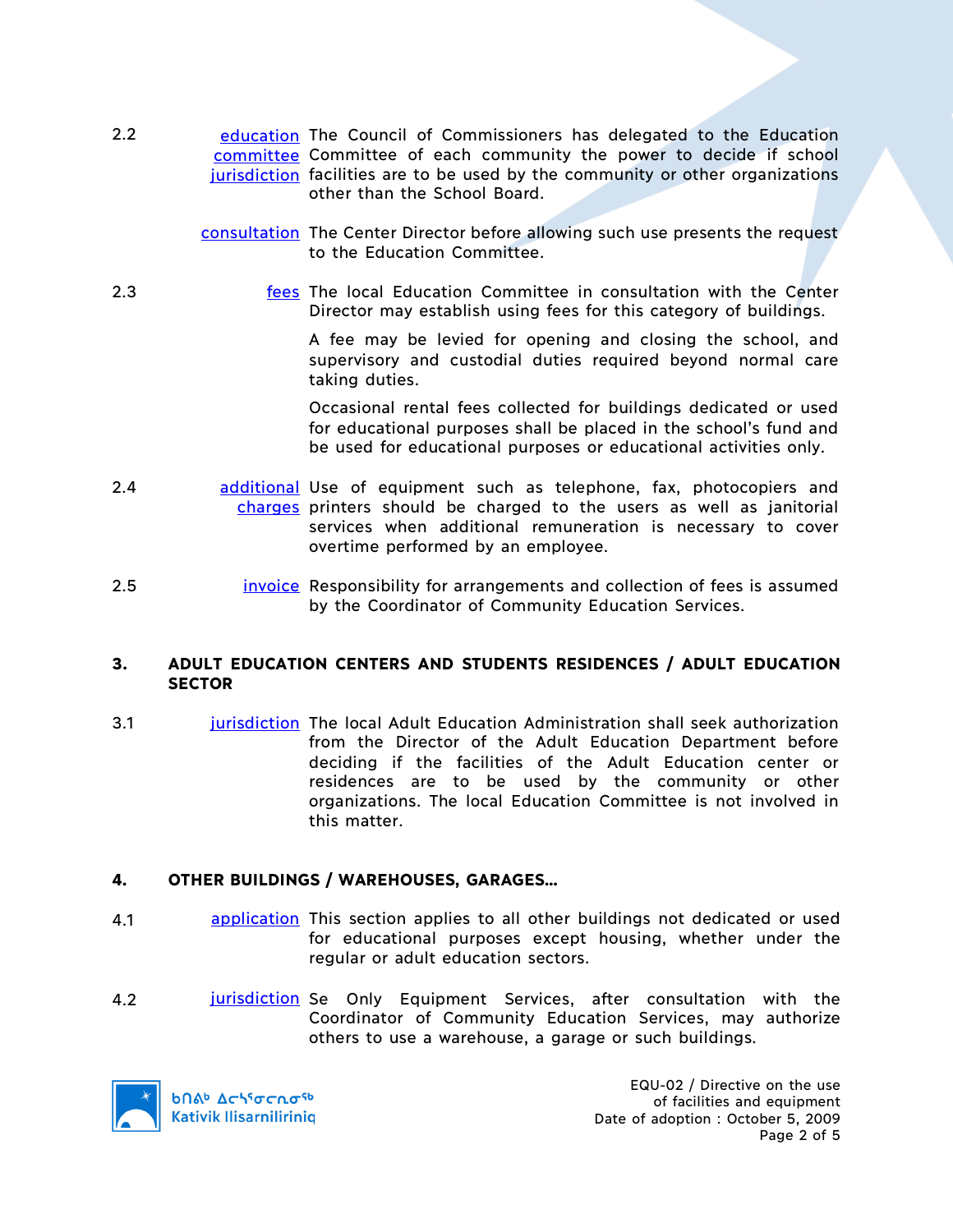2.2 **education committee jurisdiction** The Council of Commissioners has delegated to the Education Committee of each community the power to decide if school facilities are to be used by the community or other organizations other than the School Board.

**consultation** The Center Director before allowing such use presents the request to the Education Committee.

2.3 **fees** The local Education Committee in consultation with the Center Director may establish using fees for this category of buildings.

A fee may be levied for opening and closing the school, and supervisory and custodial duties required beyond normal care taking duties.

Occasional rental fees collected for buildings dedicated or used for educational purposes shall be placed in the school's fund and be used for educational purposes or educational activities only.

2.4 **additional charges** Use of equipment such as telephone, fax, photocopiers and printers should be charged to the users as well as janitorial services when additional remuneration is necessary to cover overtime performed by an employee.

2.5 **invoice** Responsibility for arrangements and collection of fees is assumed by the Coordinator of Community Education Services.

## 3. ADULT EDUCATION CENTERS AND STUDENTS RESIDENCES / ADULT EDUCATION SECTOR

3.1 **jurisdiction** The local Adult Education Administration shall seek authorization from the Director of the Adult Education Department before deciding if the facilities of the Adult Education center or residences are to be used by the community or other organizations. The local Education Committee is not involved in this matter.

## 4. OTHER BUILDINGS / WAREHOUSES, GARAGES…

4.1 **application** This section applies to all other buildings not dedicated or used for educational purposes except housing, whether under the regular or adult education sectors.

4.2 **jurisdiction** Se Only Equipment Services, after consultation with the Coordinator of Community Education Services, may authorize others to use a warehouse, a garage or such buildings.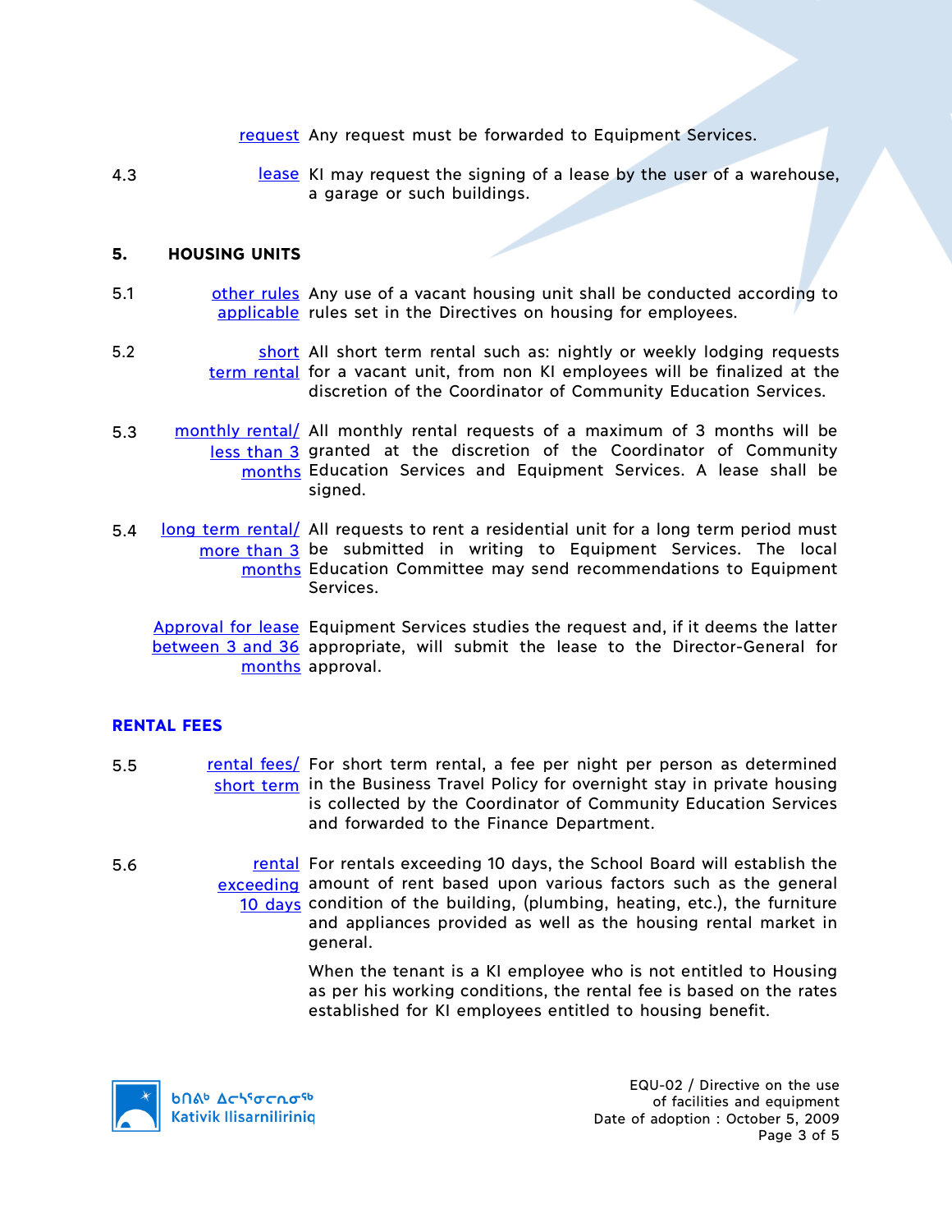request Any request must be forwarded to Equipment Services.

4.3 lease KI may request the signing of a lease by the user of a warehouse, a garage or such buildings.

## 5. HOUSING UNITS

5.1 other rules applicable Any use of a vacant housing unit shall be conducted according to rules set in the Directives on housing for employees.

5.2 short term rental All short term rental such as: nightly or weekly lodging requests for a vacant unit, from non KI employees will be finalized at the discretion of the Coordinator of Community Education Services.

5.3 monthly rental/ less than 3 months All monthly rental requests of a maximum of 3 months will be granted at the discretion of the Coordinator of Community Education Services and Equipment Services. A lease shall be signed.

5.4 long term rental/ more than 3 months All requests to rent a residential unit for a long term period must be submitted in writing to Equipment Services. The local Education Committee may send recommendations to Equipment Services.

Approval for lease between 3 and 36 months Equipment Services studies the request and, if it deems the latter appropriate, will submit the lease to the Director-General for approval.

## RENTAL FEES

5.5 rental fees/ short term For short term rental, a fee per night per person as determined in the Business Travel Policy for overnight stay in private housing is collected by the Coordinator of Community Education Services and forwarded to the Finance Department.

5.6 rental exceeding 10 days For rentals exceeding 10 days, the School Board will establish the amount of rent based upon various factors such as the general condition of the building, (plumbing, heating, etc.), the furniture and appliances provided as well as the housing rental market in general.

When the tenant is a KI employee who is not entitled to Housing as per his working conditions, the rental fee is based on the rates established for KI employees entitled to housing benefit.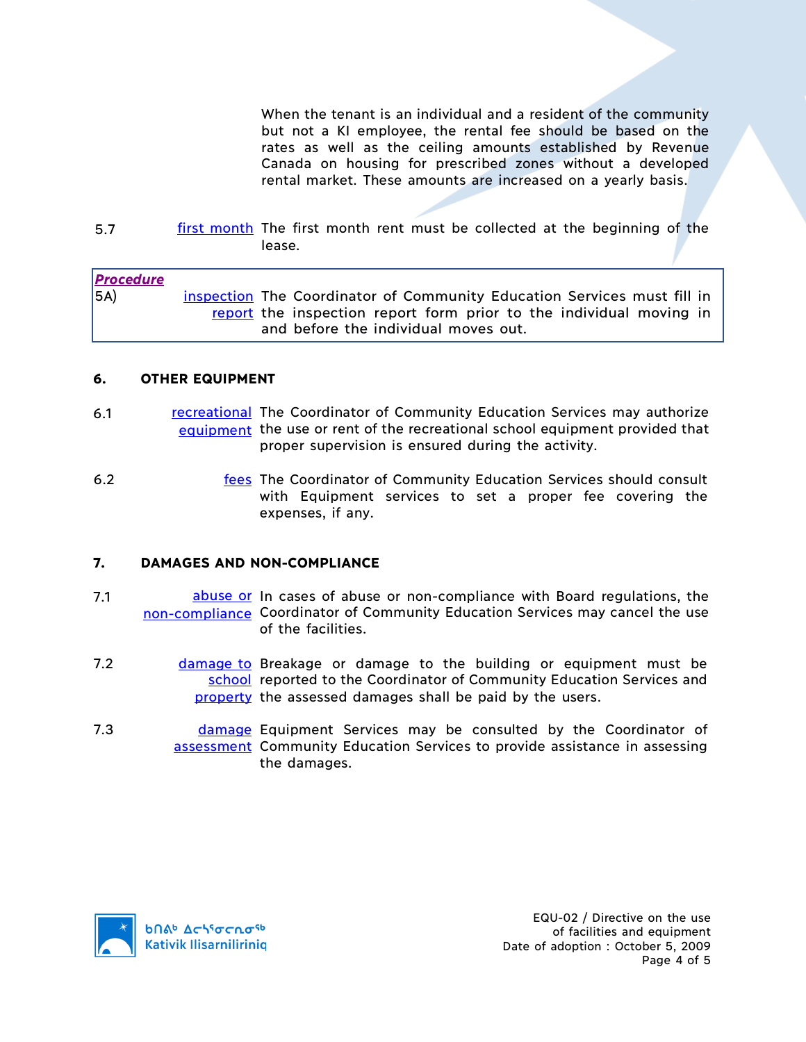When the tenant is an individual and a resident of the community but not a KI employee, the rental fee should be based on the rates as well as the ceiling amounts established by Revenue Canada on housing for prescribed zones without a developed rental market. These amounts are increased on a yearly basis.

5.7 first month — The first month rent must be collected at the beginning of the lease.

> ***Procedure***
>
> 5A) inspection report — The Coordinator of Community Education Services must fill in the inspection report form prior to the individual moving in and before the individual moves out.

## 6. OTHER EQUIPMENT

6.1 recreational equipment — The Coordinator of Community Education Services may authorize the use or rent of the recreational school equipment provided that proper supervision is ensured during the activity.

6.2 fees — The Coordinator of Community Education Services should consult with Equipment services to set a proper fee covering the expenses, if any.

## 7. DAMAGES AND NON-COMPLIANCE

7.1 abuse or non-compliance — In cases of abuse or non-compliance with Board regulations, the Coordinator of Community Education Services may cancel the use of the facilities.

7.2 damage to school property — Breakage or damage to the building or equipment must be reported to the Coordinator of Community Education Services and the assessed damages shall be paid by the users.

7.3 damage assessment — Equipment Services may be consulted by the Coordinator of Community Education Services to provide assistance in assessing the damages.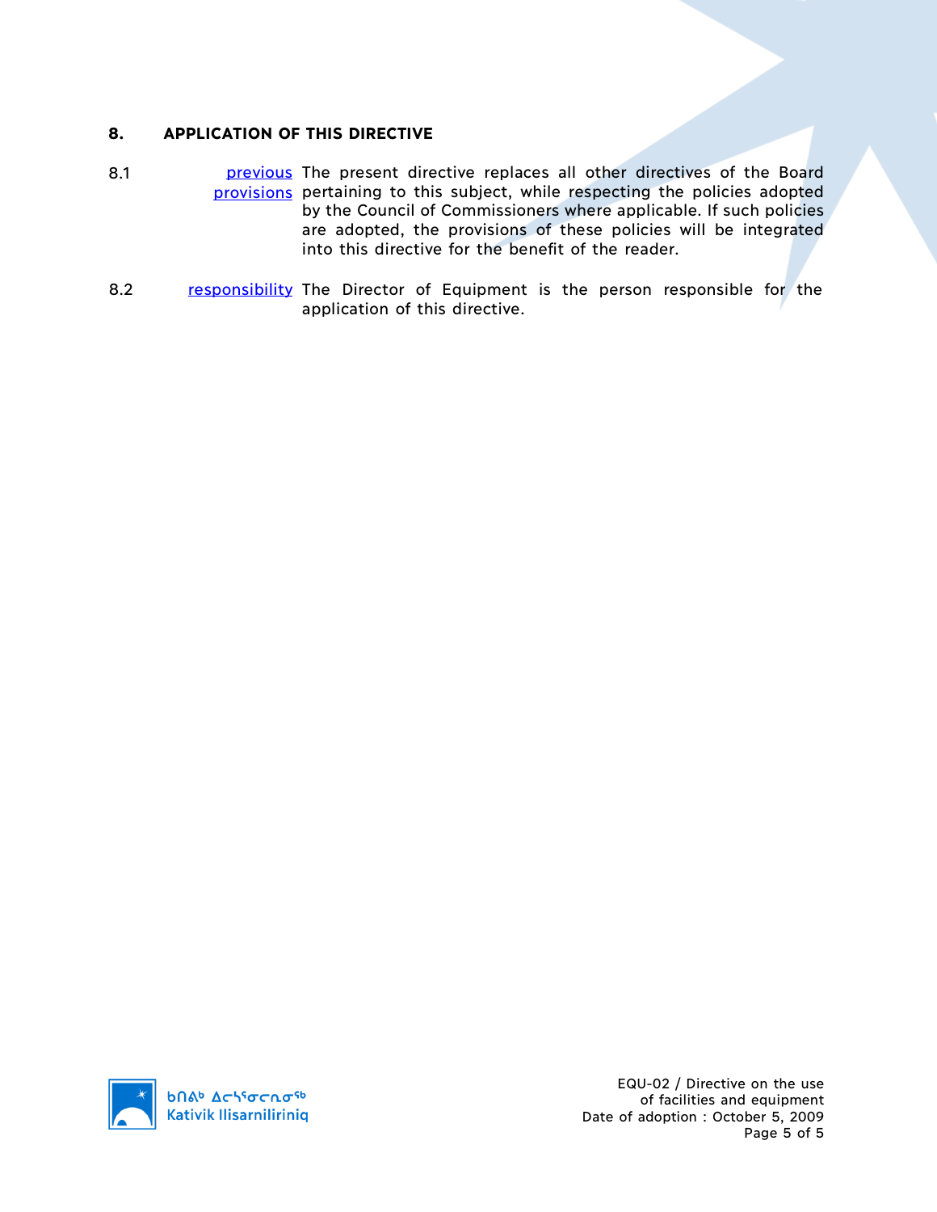## 8. APPLICATION OF THIS DIRECTIVE

8.1 previous provisions — The present directive replaces all other directives of the Board pertaining to this subject, while respecting the policies adopted by the Council of Commissioners where applicable. If such policies are adopted, the provisions of these policies will be integrated into this directive for the benefit of the reader.

8.2 responsibility — The Director of Equipment is the person responsible for the application of this directive.